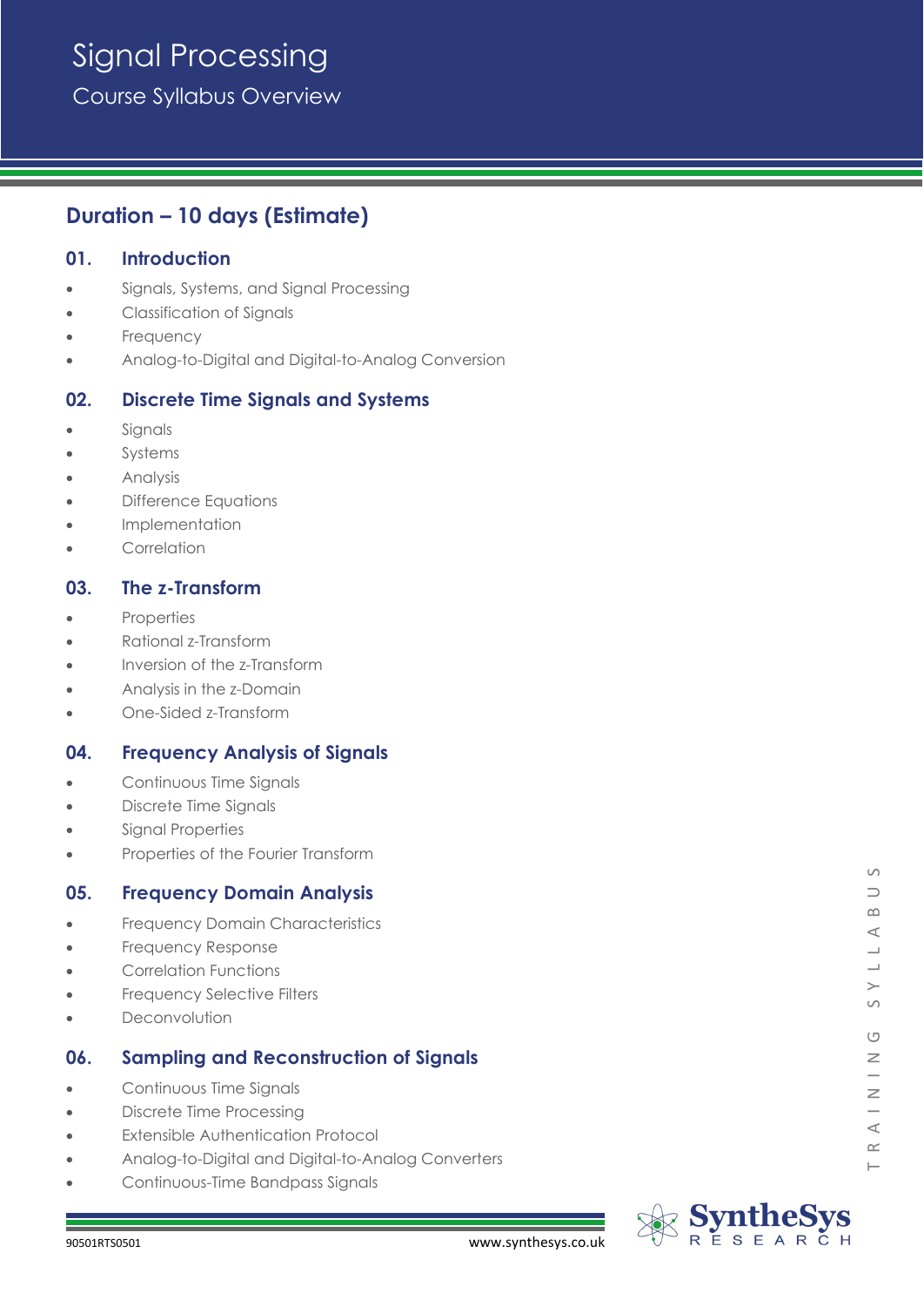# Signal Processing

## Course Syllabus Overview

### Duration – 10 days (Estimate)

### 01. Introduction

- Signals, Systems, and Signal Processing
- Classification of Signals
- Frequency
- Analog-to-Digital and Digital-to-Analog Conversion

### 02. Discrete Time Signals and Systems

- Signals
- Systems
- Analysis
- Difference Equations
- Implementation
- Correlation

### 03. The z-Transform

- Properties
- Rational z-Transform
- Inversion of the z-Transform
- Analysis in the z-Domain
- One-Sided z-Transform

### 04. Frequency Analysis of Signals

- Continuous Time Signals
- Discrete Time Signals
- Signal Properties
- Properties of the Fourier Transform

### 05. Frequency Domain Analysis

- Frequency Domain Characteristics
- Frequency Response
- Correlation Functions
- Frequency Selective Filters
- Deconvolution

### 06. Sampling and Reconstruction of Signals

- Continuous Time Signals
- Discrete Time Processing
- Extensible Authentication Protocol
- Analog-to-Digital and Digital-to-Analog Converters
- Continuous-Time Bandpass Signals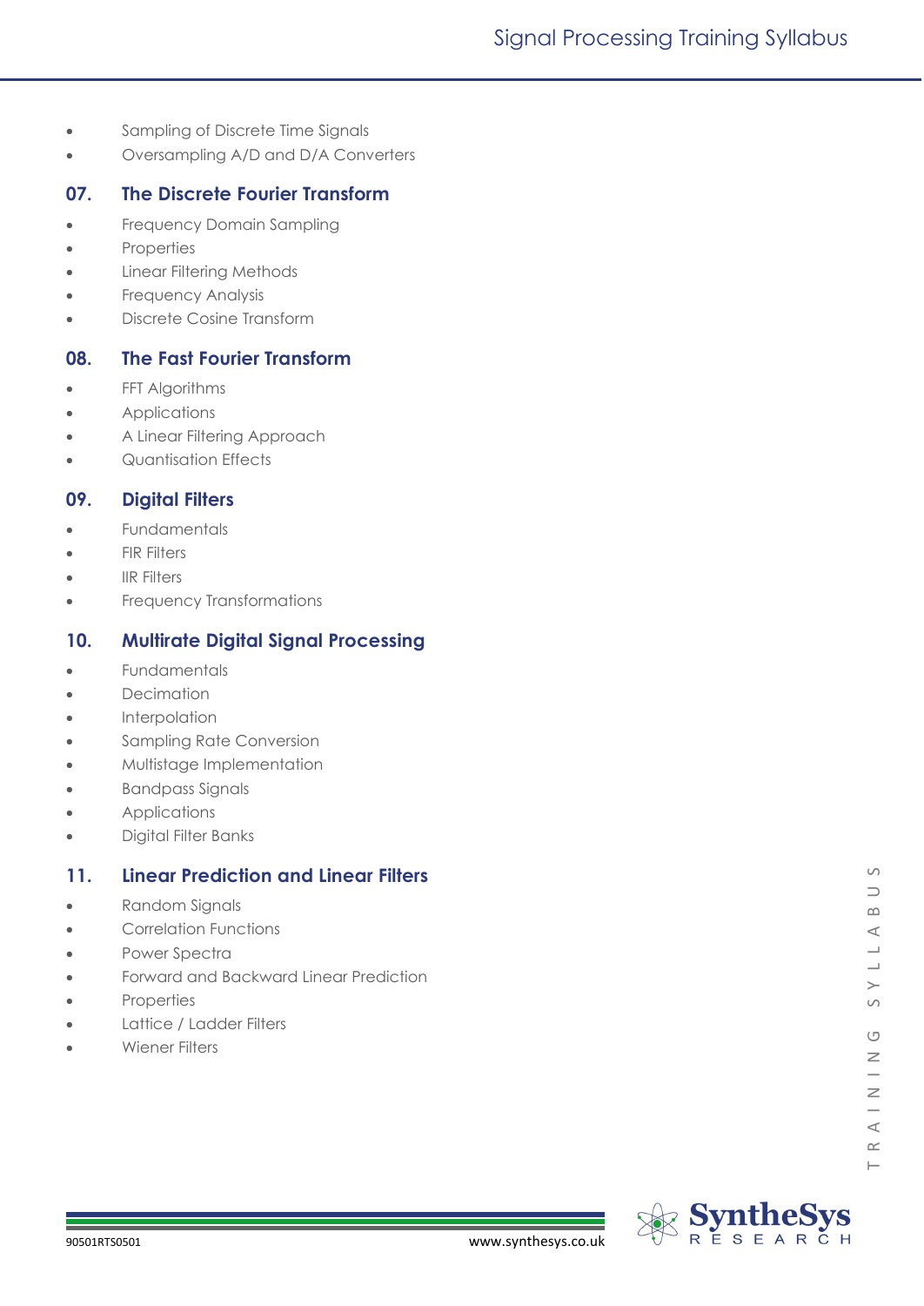- Sampling of Discrete Time Signals
- Oversampling A/D and D/A Converters

## 07. The Discrete Fourier Transform

- Frequency Domain Sampling
- Properties
- Linear Filtering Methods
- Frequency Analysis
- Discrete Cosine Transform

## 08. The Fast Fourier Transform

- FFT Algorithms
- Applications
- A Linear Filtering Approach
- Quantisation Effects

## 09. Digital Filters

- Fundamentals
- FIR Filters
- IIR Filters
- Frequency Transformations

## 10. Multirate Digital Signal Processing

- Fundamentals
- Decimation
- Interpolation
- Sampling Rate Conversion
- Multistage Implementation
- Bandpass Signals
- Applications
- Digital Filter Banks

## 11. Linear Prediction and Linear Filters

- Random Signals
- Correlation Functions
- Power Spectra
- Forward and Backward Linear Prediction
- Properties
- Lattice / Ladder Filters
- Wiener Filters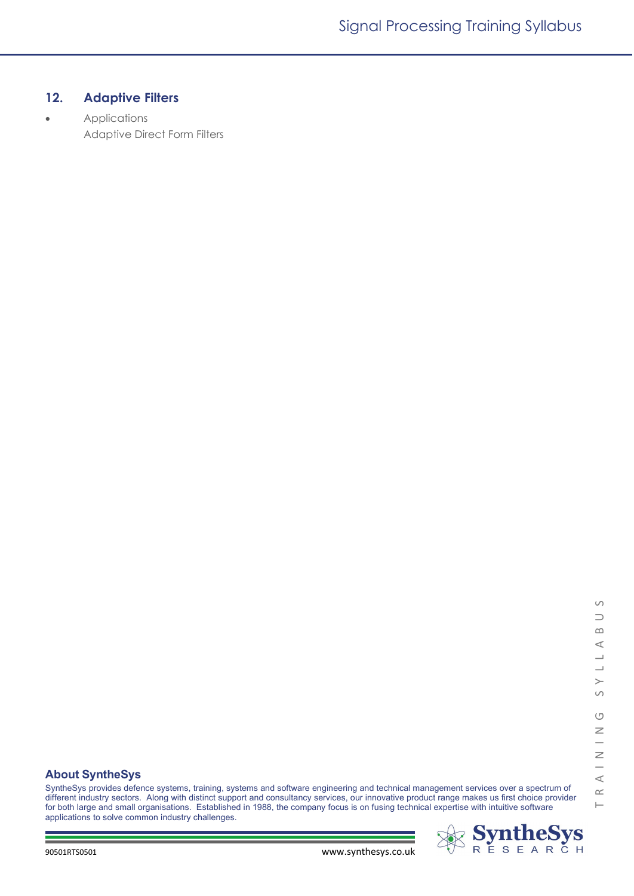## 12. Adaptive Filters

- Applications
  Adaptive Direct Form Filters

### About SyntheSys

SyntheSys provides defence systems, training, systems and software engineering and technical management services over a spectrum of different industry sectors. Along with distinct support and consultancy services, our innovative product range makes us first choice provider for both large and small organisations. Established in 1988, the company focus is on fusing technical expertise with intuitive software applications to solve common industry challenges.

90501RTS0501

www.synthesys.co.uk